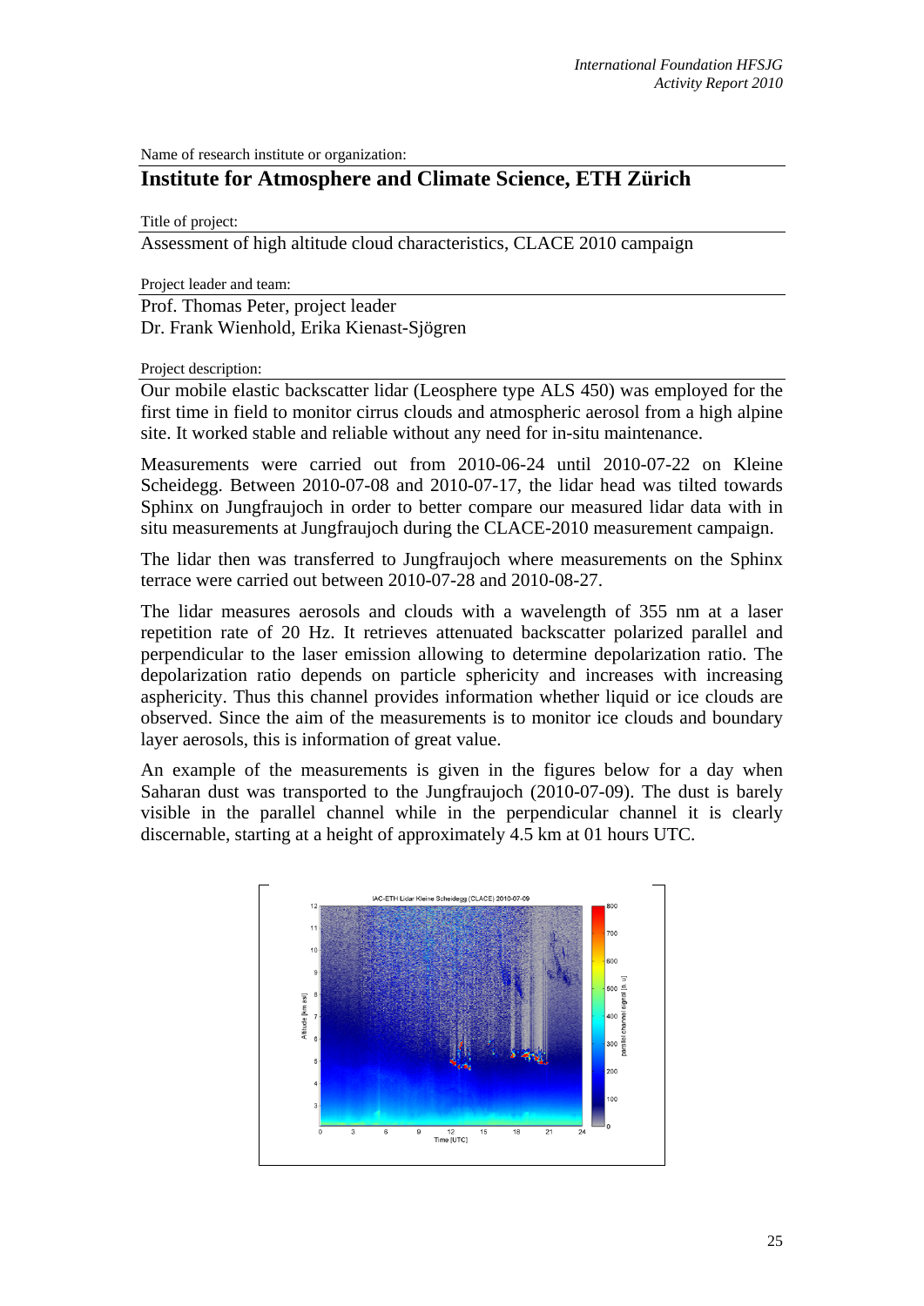Name of research institute or organization:

# Institute for Atmosphere and Climate Science, ETH Zürich

Title of project:

Assessment of high altitude cloud characteristics, CLACE 2010 campaign

Project leader and team:

Prof. Thomas Peter, project leader
Dr. Frank Wienhold, Erika Kienast-Sjögren

Project description:

Our mobile elastic backscatter lidar (Leosphere type ALS 450) was employed for the first time in field to monitor cirrus clouds and atmospheric aerosol from a high alpine site. It worked stable and reliable without any need for in-situ maintenance.

Measurements were carried out from 2010-06-24 until 2010-07-22 on Kleine Scheidegg. Between 2010-07-08 and 2010-07-17, the lidar head was tilted towards Sphinx on Jungfraujoch in order to better compare our measured lidar data with in situ measurements at Jungfraujoch during the CLACE-2010 measurement campaign.

The lidar then was transferred to Jungfraujoch where measurements on the Sphinx terrace were carried out between 2010-07-28 and 2010-08-27.

The lidar measures aerosols and clouds with a wavelength of 355 nm at a laser repetition rate of 20 Hz. It retrieves attenuated backscatter polarized parallel and perpendicular to the laser emission allowing to determine depolarization ratio. The depolarization ratio depends on particle sphericity and increases with increasing asphericity. Thus this channel provides information whether liquid or ice clouds are observed. Since the aim of the measurements is to monitor ice clouds and boundary layer aerosols, this is information of great value.

An example of the measurements is given in the figures below for a day when Saharan dust was transported to the Jungfraujoch (2010-07-09). The dust is barely visible in the parallel channel while in the perpendicular channel it is clearly discernable, starting at a height of approximately 4.5 km at 01 hours UTC.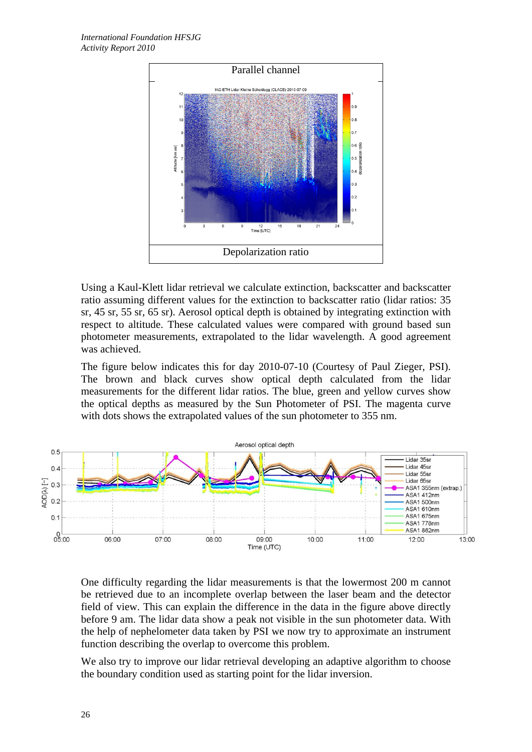Parallel channel

Depolarization ratio

Using a Kaul-Klett lidar retrieval we calculate extinction, backscatter and backscatter ratio assuming different values for the extinction to backscatter ratio (lidar ratios: 35 sr, 45 sr, 55 sr, 65 sr). Aerosol optical depth is obtained by integrating extinction with respect to altitude. These calculated values were compared with ground based sun photometer measurements, extrapolated to the lidar wavelength. A good agreement was achieved.

The figure below indicates this for day 2010-07-10 (Courtesy of Paul Zieger, PSI). The brown and black curves show optical depth calculated from the lidar measurements for the different lidar ratios. The blue, green and yellow curves show the optical depths as measured by the Sun Photometer of PSI. The magenta curve with dots shows the extrapolated values of the sun photometer to 355 nm.

One difficulty regarding the lidar measurements is that the lowermost 200 m cannot be retrieved due to an incomplete overlap between the laser beam and the detector field of view. This can explain the difference in the data in the figure above directly before 9 am. The lidar data show a peak not visible in the sun photometer data. With the help of nephelometer data taken by PSI we now try to approximate an instrument function describing the overlap to overcome this problem.

We also try to improve our lidar retrieval developing an adaptive algorithm to choose the boundary condition used as starting point for the lidar inversion.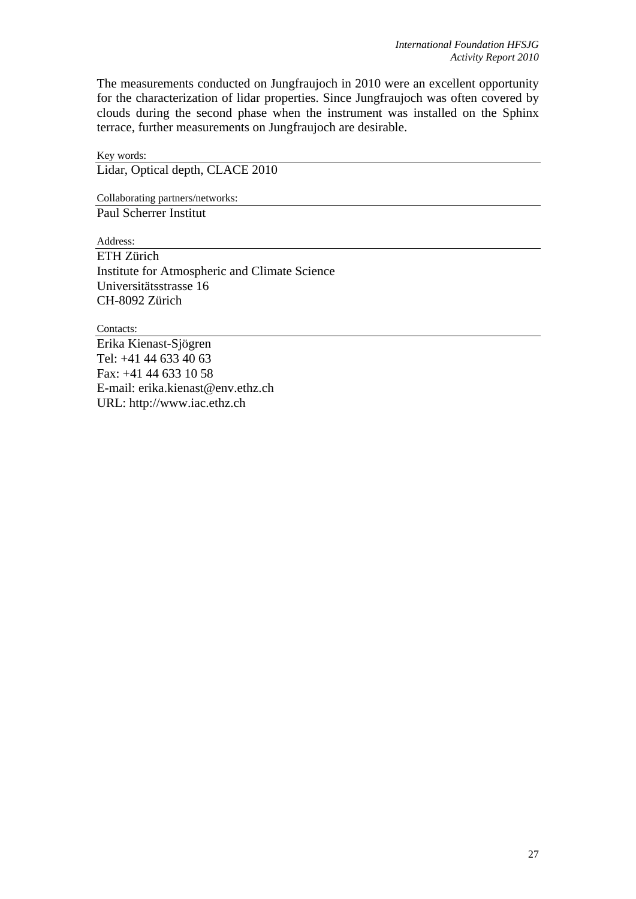The measurements conducted on Jungfraujoch in 2010 were an excellent opportunity for the characterization of lidar properties. Since Jungfraujoch was often covered by clouds during the second phase when the instrument was installed on the Sphinx terrace, further measurements on Jungfraujoch are desirable.

Key words:

Lidar, Optical depth, CLACE 2010

Collaborating partners/networks:

Paul Scherrer Institut

Address:

ETH Zürich
Institute for Atmospheric and Climate Science
Universitätsstrasse 16
CH-8092 Zürich

Contacts:

Erika Kienast-Sjögren
Tel: +41 44 633 40 63
Fax: +41 44 633 10 58
E-mail: erika.kienast@env.ethz.ch
URL: http://www.iac.ethz.ch